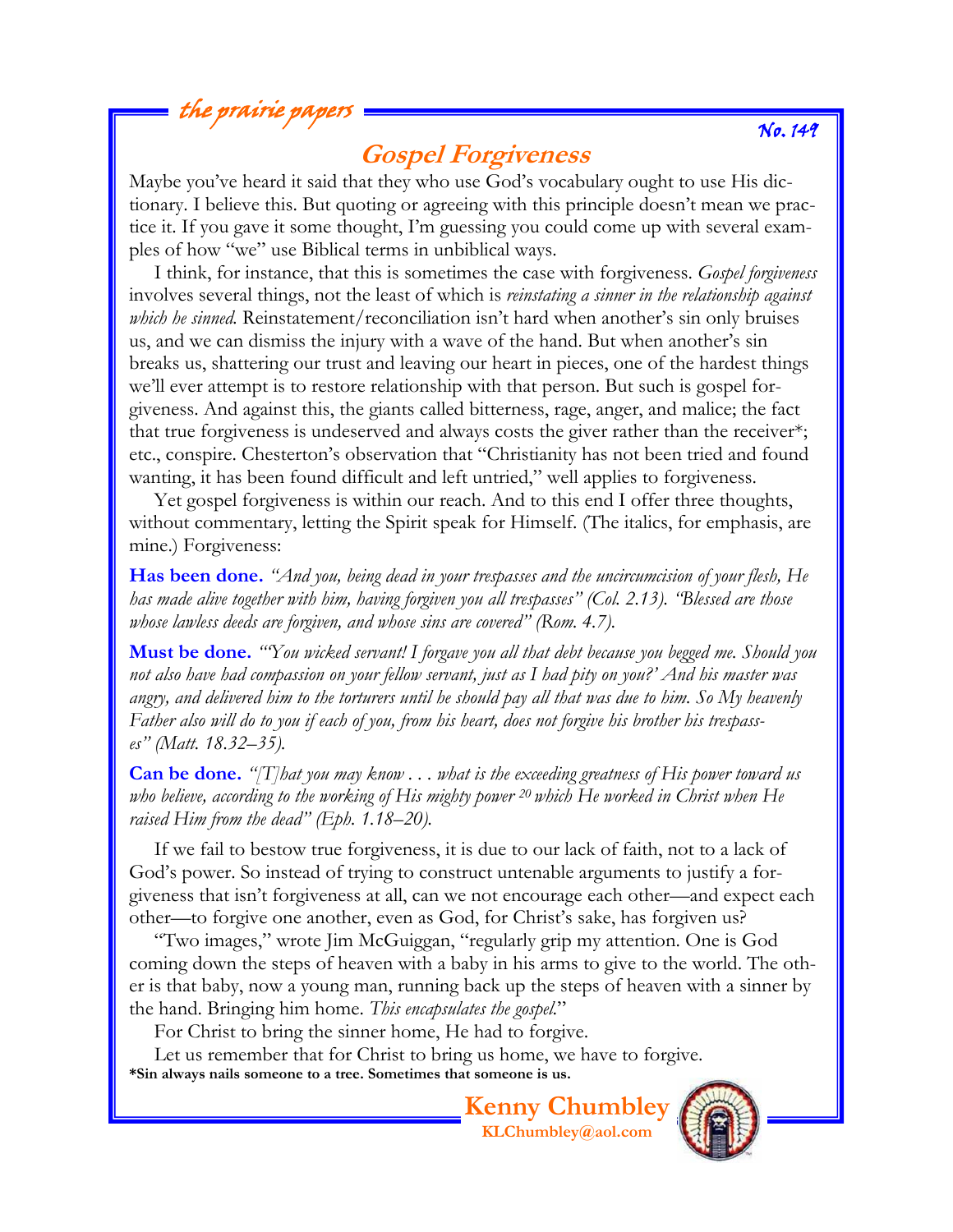the prairie papers

No. 149

# Gospel Forgiveness

Maybe you've heard it said that they who use God's vocabulary ought to use His dictionary. I believe this. But quoting or agreeing with this principle doesn't mean we practice it. If you gave it some thought, I'm guessing you could come up with several examples of how "we" use Biblical terms in unbiblical ways.

I think, for instance, that this is sometimes the case with forgiveness. *Gospel forgiveness* involves several things, not the least of which is *reinstating a sinner in the relationship against which he sinned.* Reinstatement/reconciliation isn't hard when another's sin only bruises us, and we can dismiss the injury with a wave of the hand. But when another's sin breaks us, shattering our trust and leaving our heart in pieces, one of the hardest things we'll ever attempt is to restore relationship with that person. But such is gospel forgiveness. And against this, the giants called bitterness, rage, anger, and malice; the fact that true forgiveness is undeserved and always costs the giver rather than the receiver*; etc., conspire. Chesterton's observation that "Christianity has not been tried and found wanting, it has been found difficult and left untried," well applies to forgiveness.

Yet gospel forgiveness is within our reach. And to this end I offer three thoughts, without commentary, letting the Spirit speak for Himself. (The italics, for emphasis, are mine.) Forgiveness:

**Has been done.** *"And you, being dead in your trespasses and the uncircumcision of your flesh, He has made alive together with him, having forgiven you all trespasses" (Col. 2.13). "Blessed are those whose lawless deeds are forgiven, and whose sins are covered" (Rom. 4.7).*

**Must be done.** *"'You wicked servant! I forgave you all that debt because you begged me. Should you not also have had compassion on your fellow servant, just as I had pity on you?' And his master was angry, and delivered him to the torturers until he should pay all that was due to him. So My heavenly Father also will do to you if each of you, from his heart, does not forgive his brother his trespasses" (Matt. 18.32–35).*

**Can be done.** *"[T]hat you may know . . . what is the exceeding greatness of His power toward us who believe, according to the working of His mighty power [20] which He worked in Christ when He raised Him from the dead" (Eph. 1.18–20).*

If we fail to bestow true forgiveness, it is due to our lack of faith, not to a lack of God's power. So instead of trying to construct untenable arguments to justify a forgiveness that isn't forgiveness at all, can we not encourage each other—and expect each other—to forgive one another, even as God, for Christ's sake, has forgiven us?

"Two images," wrote Jim McGuiggan, "regularly grip my attention. One is God coming down the steps of heaven with a baby in his arms to give to the world. The other is that baby, now a young man, running back up the steps of heaven with a sinner by the hand. Bringing him home. *This encapsulates the gospel.*"

For Christ to bring the sinner home, He had to forgive.

Let us remember that for Christ to bring us home, we have to forgive.

**\*Sin always nails someone to a tree. Sometimes that someone is us.**

**Kenny Chumbley**
**KLChumbley@aol.com**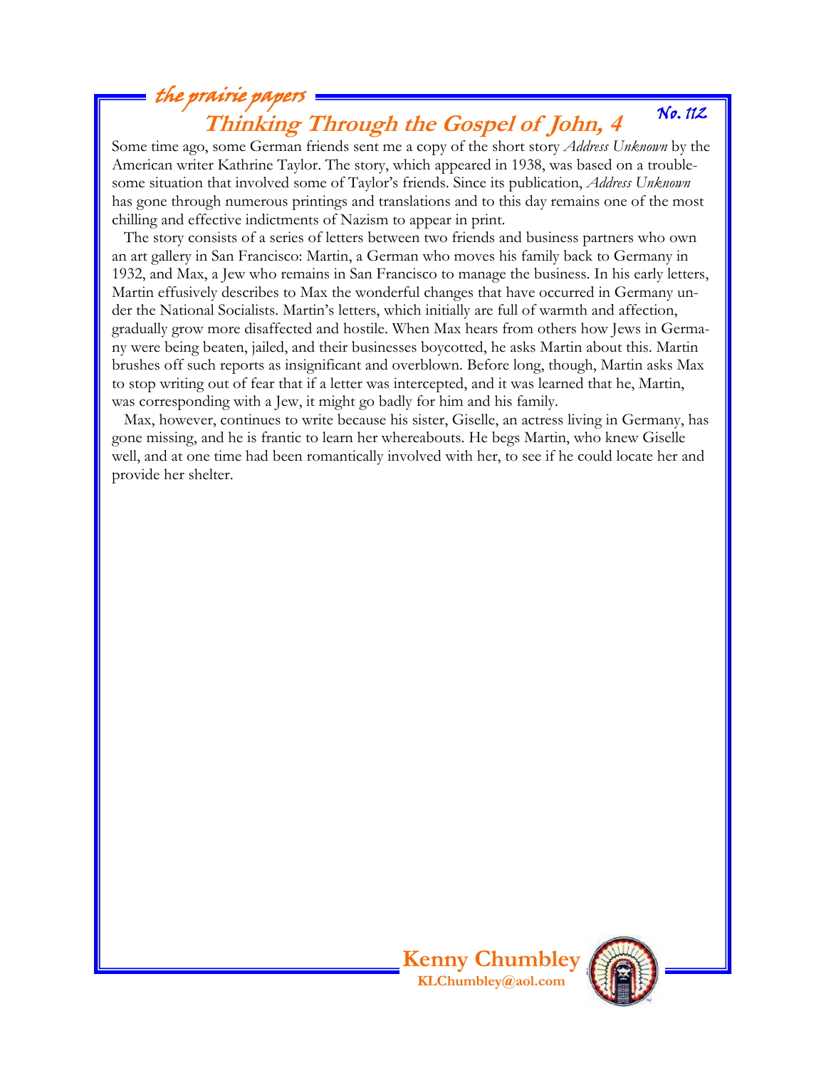*the prairie papers*

# Thinking Through the Gospel of John, 4

*No. 112*

Some time ago, some German friends sent me a copy of the short story *Address Unknown* by the American writer Kathrine Taylor. The story, which appeared in 1938, was based on a troublesome situation that involved some of Taylor's friends. Since its publication, *Address Unknown* has gone through numerous printings and translations and to this day remains one of the most chilling and effective indictments of Nazism to appear in print.

The story consists of a series of letters between two friends and business partners who own an art gallery in San Francisco: Martin, a German who moves his family back to Germany in 1932, and Max, a Jew who remains in San Francisco to manage the business. In his early letters, Martin effusively describes to Max the wonderful changes that have occurred in Germany under the National Socialists. Martin's letters, which initially are full of warmth and affection, gradually grow more disaffected and hostile. When Max hears from others how Jews in Germany were being beaten, jailed, and their businesses boycotted, he asks Martin about this. Martin brushes off such reports as insignificant and overblown. Before long, though, Martin asks Max to stop writing out of fear that if a letter was intercepted, and it was learned that he, Martin, was corresponding with a Jew, it might go badly for him and his family.

Max, however, continues to write because his sister, Giselle, an actress living in Germany, has gone missing, and he is frantic to learn her whereabouts. He begs Martin, who knew Giselle well, and at one time had been romantically involved with her, to see if he could locate her and provide her shelter.

**Kenny Chumbley**
**KLChumbley@aol.com**